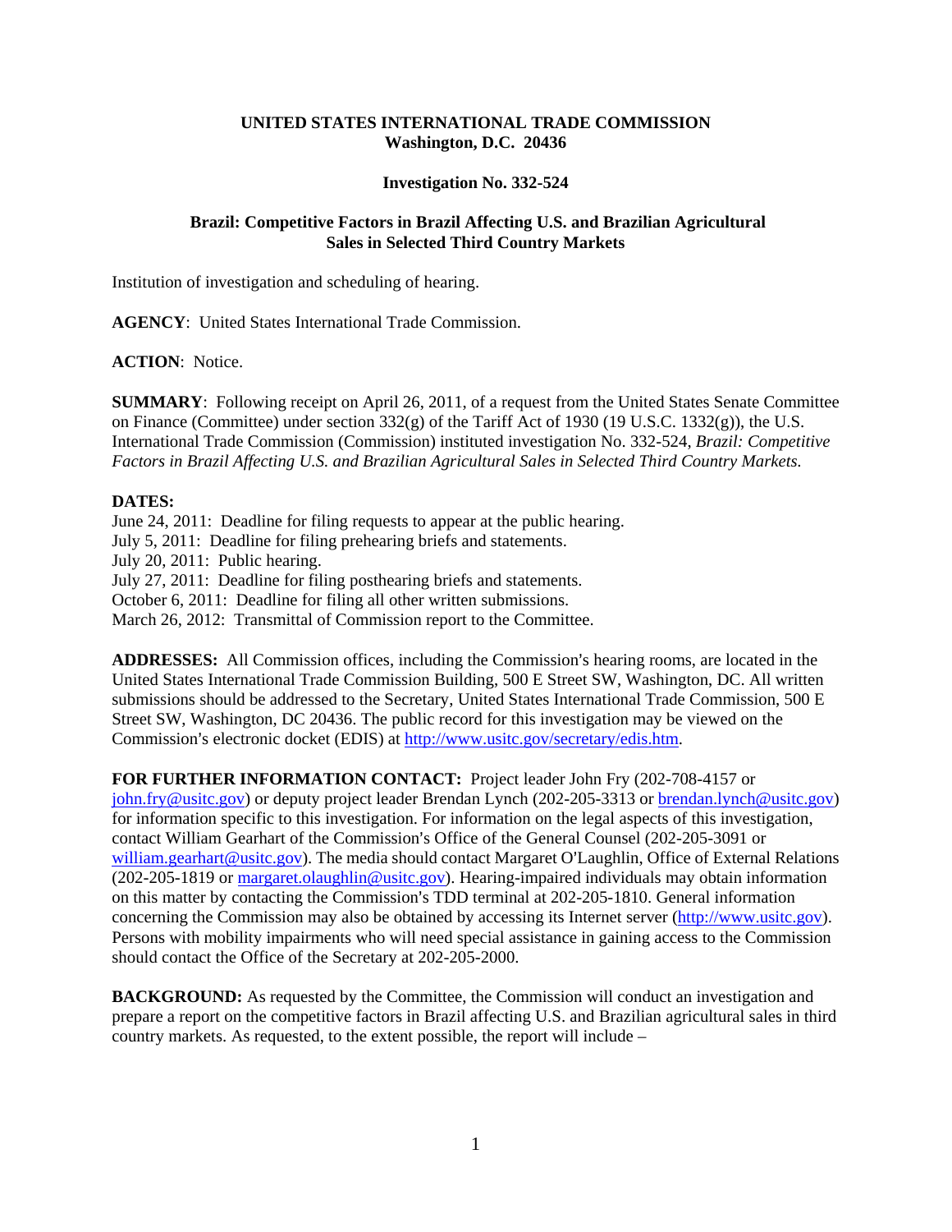**UNITED STATES INTERNATIONAL TRADE COMMISSION**
**Washington, D.C. 20436**

**Investigation No. 332-524**

**Brazil: Competitive Factors in Brazil Affecting U.S. and Brazilian Agricultural Sales in Selected Third Country Markets**

Institution of investigation and scheduling of hearing.

**AGENCY**: United States International Trade Commission.

**ACTION**: Notice.

**SUMMARY**: Following receipt on April 26, 2011, of a request from the United States Senate Committee on Finance (Committee) under section 332(g) of the Tariff Act of 1930 (19 U.S.C. 1332(g)), the U.S. International Trade Commission (Commission) instituted investigation No. 332-524, *Brazil: Competitive Factors in Brazil Affecting U.S. and Brazilian Agricultural Sales in Selected Third Country Markets.*

**DATES:**
June 24, 2011: Deadline for filing requests to appear at the public hearing.
July 5, 2011: Deadline for filing prehearing briefs and statements.
July 20, 2011: Public hearing.
July 27, 2011: Deadline for filing posthearing briefs and statements.
October 6, 2011: Deadline for filing all other written submissions.
March 26, 2012: Transmittal of Commission report to the Committee.

**ADDRESSES:** All Commission offices, including the Commission's hearing rooms, are located in the United States International Trade Commission Building, 500 E Street SW, Washington, DC. All written submissions should be addressed to the Secretary, United States International Trade Commission, 500 E Street SW, Washington, DC 20436. The public record for this investigation may be viewed on the Commission's electronic docket (EDIS) at http://www.usitc.gov/secretary/edis.htm.

**FOR FURTHER INFORMATION CONTACT:** Project leader John Fry (202-708-4157 or john.fry@usitc.gov) or deputy project leader Brendan Lynch (202-205-3313 or brendan.lynch@usitc.gov) for information specific to this investigation. For information on the legal aspects of this investigation, contact William Gearhart of the Commission's Office of the General Counsel (202-205-3091 or william.gearhart@usitc.gov). The media should contact Margaret O'Laughlin, Office of External Relations (202-205-1819 or margaret.olaughlin@usitc.gov). Hearing-impaired individuals may obtain information on this matter by contacting the Commission's TDD terminal at 202-205-1810. General information concerning the Commission may also be obtained by accessing its Internet server (http://www.usitc.gov). Persons with mobility impairments who will need special assistance in gaining access to the Commission should contact the Office of the Secretary at 202-205-2000.

**BACKGROUND:** As requested by the Committee, the Commission will conduct an investigation and prepare a report on the competitive factors in Brazil affecting U.S. and Brazilian agricultural sales in third country markets. As requested, to the extent possible, the report will include –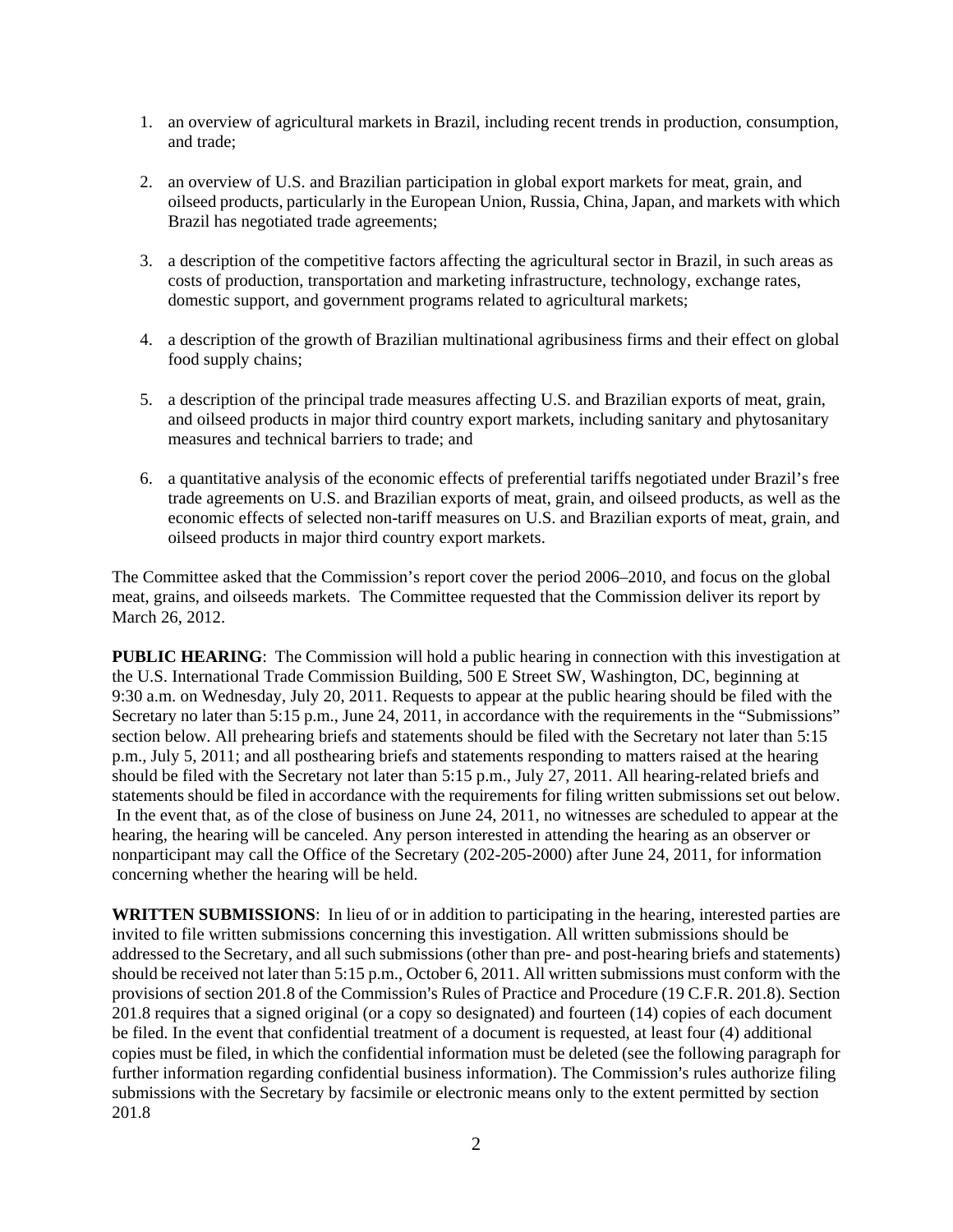1. an overview of agricultural markets in Brazil, including recent trends in production, consumption, and trade;

2. an overview of U.S. and Brazilian participation in global export markets for meat, grain, and oilseed products, particularly in the European Union, Russia, China, Japan, and markets with which Brazil has negotiated trade agreements;

3. a description of the competitive factors affecting the agricultural sector in Brazil, in such areas as costs of production, transportation and marketing infrastructure, technology, exchange rates, domestic support, and government programs related to agricultural markets;

4. a description of the growth of Brazilian multinational agribusiness firms and their effect on global food supply chains;

5. a description of the principal trade measures affecting U.S. and Brazilian exports of meat, grain, and oilseed products in major third country export markets, including sanitary and phytosanitary measures and technical barriers to trade; and

6. a quantitative analysis of the economic effects of preferential tariffs negotiated under Brazil's free trade agreements on U.S. and Brazilian exports of meat, grain, and oilseed products, as well as the economic effects of selected non-tariff measures on U.S. and Brazilian exports of meat, grain, and oilseed products in major third country export markets.

The Committee asked that the Commission's report cover the period 2006–2010, and focus on the global meat, grains, and oilseeds markets. The Committee requested that the Commission deliver its report by March 26, 2012.

**PUBLIC HEARING**: The Commission will hold a public hearing in connection with this investigation at the U.S. International Trade Commission Building, 500 E Street SW, Washington, DC, beginning at 9:30 a.m. on Wednesday, July 20, 2011. Requests to appear at the public hearing should be filed with the Secretary no later than 5:15 p.m., June 24, 2011, in accordance with the requirements in the "Submissions" section below. All prehearing briefs and statements should be filed with the Secretary not later than 5:15 p.m., July 5, 2011; and all posthearing briefs and statements responding to matters raised at the hearing should be filed with the Secretary not later than 5:15 p.m., July 27, 2011. All hearing-related briefs and statements should be filed in accordance with the requirements for filing written submissions set out below. In the event that, as of the close of business on June 24, 2011, no witnesses are scheduled to appear at the hearing, the hearing will be canceled. Any person interested in attending the hearing as an observer or nonparticipant may call the Office of the Secretary (202-205-2000) after June 24, 2011, for information concerning whether the hearing will be held.

**WRITTEN SUBMISSIONS**: In lieu of or in addition to participating in the hearing, interested parties are invited to file written submissions concerning this investigation. All written submissions should be addressed to the Secretary, and all such submissions (other than pre- and post-hearing briefs and statements) should be received not later than 5:15 p.m., October 6, 2011. All written submissions must conform with the provisions of section 201.8 of the Commission's Rules of Practice and Procedure (19 C.F.R. 201.8). Section 201.8 requires that a signed original (or a copy so designated) and fourteen (14) copies of each document be filed. In the event that confidential treatment of a document is requested, at least four (4) additional copies must be filed, in which the confidential information must be deleted (see the following paragraph for further information regarding confidential business information). The Commission's rules authorize filing submissions with the Secretary by facsimile or electronic means only to the extent permitted by section 201.8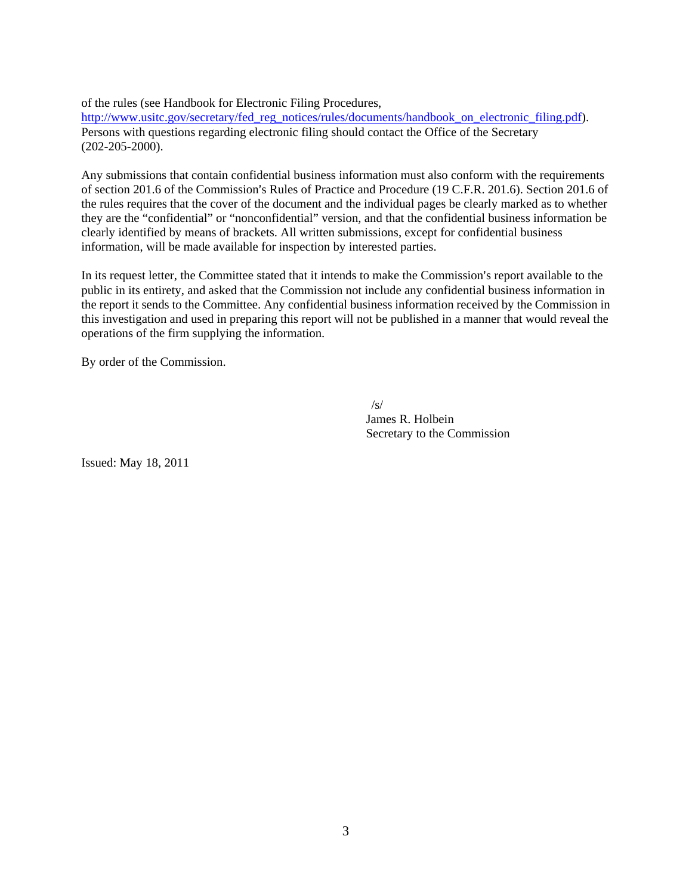of the rules (see Handbook for Electronic Filing Procedures, http://www.usitc.gov/secretary/fed_reg_notices/rules/documents/handbook_on_electronic_filing.pdf). Persons with questions regarding electronic filing should contact the Office of the Secretary (202-205-2000).

Any submissions that contain confidential business information must also conform with the requirements of section 201.6 of the Commission's Rules of Practice and Procedure (19 C.F.R. 201.6). Section 201.6 of the rules requires that the cover of the document and the individual pages be clearly marked as to whether they are the "confidential" or "nonconfidential" version, and that the confidential business information be clearly identified by means of brackets. All written submissions, except for confidential business information, will be made available for inspection by interested parties.

In its request letter, the Committee stated that it intends to make the Commission's report available to the public in its entirety, and asked that the Commission not include any confidential business information in the report it sends to the Committee. Any confidential business information received by the Commission in this investigation and used in preparing this report will not be published in a manner that would reveal the operations of the firm supplying the information.

By order of the Commission.

/s/
James R. Holbein
Secretary to the Commission

Issued: May 18, 2011